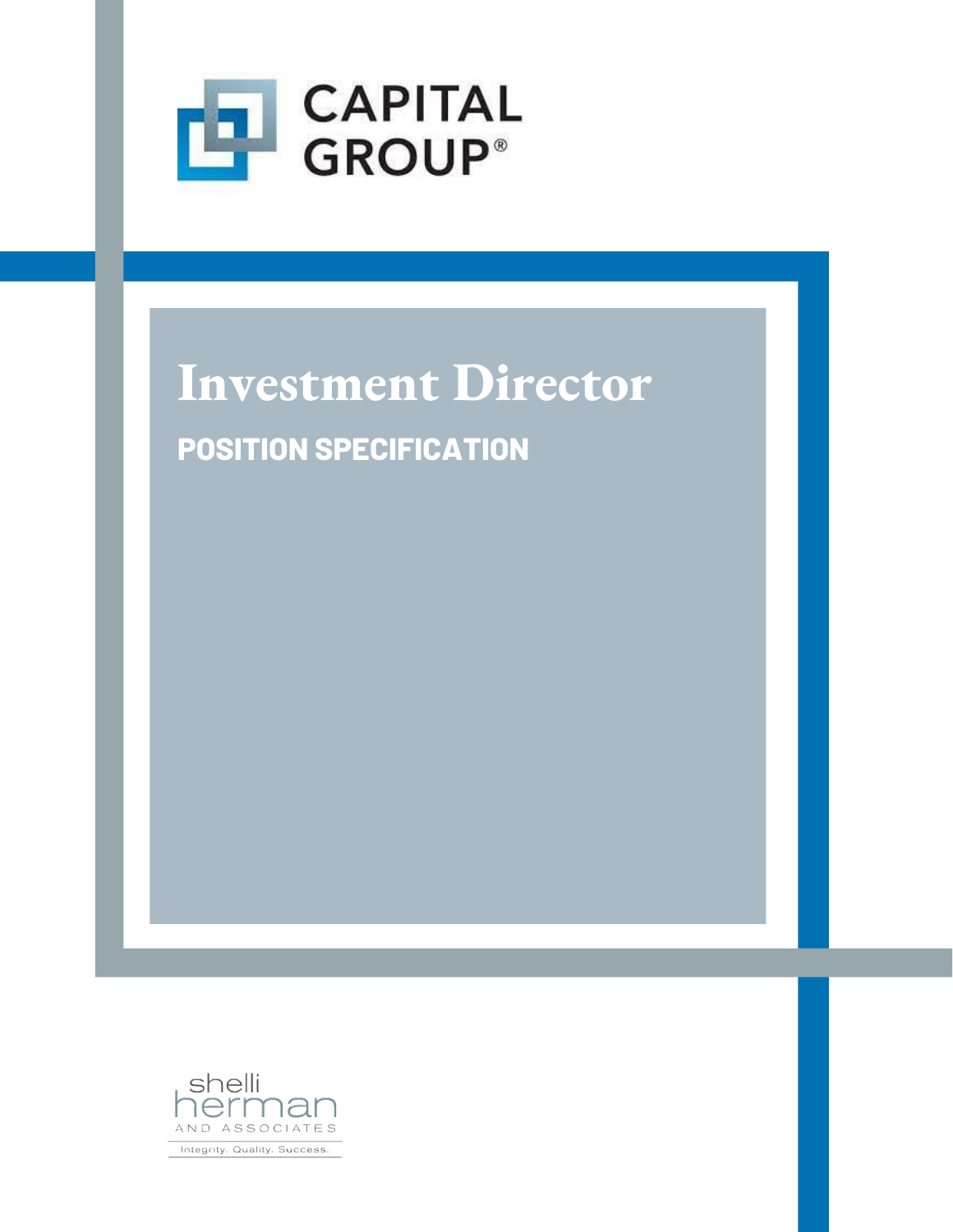CAPITAL GROUP®

# Investment Director

## POSITION SPECIFICATION

shelli herman AND ASSOCIATES

Integrity. Quality. Success.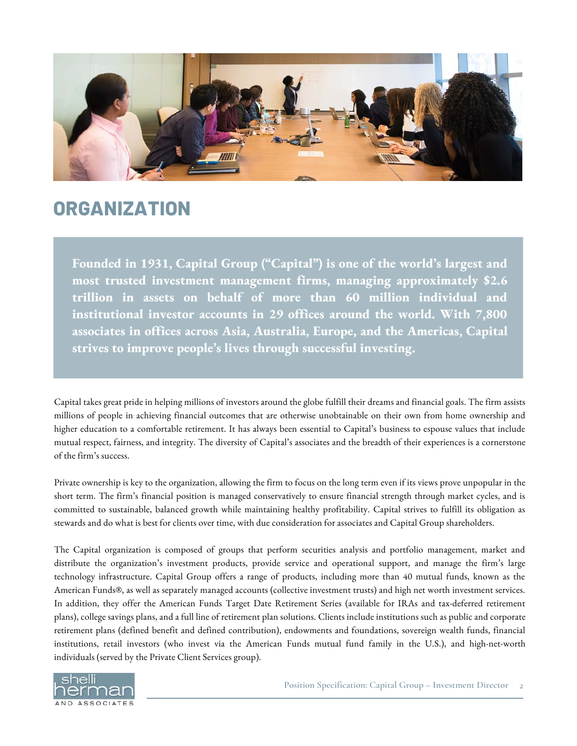# ORGANIZATION

**Founded in 1931, Capital Group ("Capital") is one of the world's largest and most trusted investment management firms, managing approximately $2.6 trillion in assets on behalf of more than 60 million individual and institutional investor accounts in 29 offices around the world. With 7,800 associates in offices across Asia, Australia, Europe, and the Americas, Capital strives to improve people's lives through successful investing.**

Capital takes great pride in helping millions of investors around the globe fulfill their dreams and financial goals. The firm assists millions of people in achieving financial outcomes that are otherwise unobtainable on their own from home ownership and higher education to a comfortable retirement. It has always been essential to Capital's business to espouse values that include mutual respect, fairness, and integrity. The diversity of Capital's associates and the breadth of their experiences is a cornerstone of the firm's success.

Private ownership is key to the organization, allowing the firm to focus on the long term even if its views prove unpopular in the short term. The firm's financial position is managed conservatively to ensure financial strength through market cycles, and is committed to sustainable, balanced growth while maintaining healthy profitability. Capital strives to fulfill its obligation as stewards and do what is best for clients over time, with due consideration for associates and Capital Group shareholders.

The Capital organization is composed of groups that perform securities analysis and portfolio management, market and distribute the organization's investment products, provide service and operational support, and manage the firm's large technology infrastructure. Capital Group offers a range of products, including more than 40 mutual funds, known as the American Funds®, as well as separately managed accounts (collective investment trusts) and high net worth investment services. In addition, they offer the American Funds Target Date Retirement Series (available for IRAs and tax-deferred retirement plans), college savings plans, and a full line of retirement plan solutions. Clients include institutions such as public and corporate retirement plans (defined benefit and defined contribution), endowments and foundations, sovereign wealth funds, financial institutions, retail investors (who invest via the American Funds mutual fund family in the U.S.), and high-net-worth individuals (served by the Private Client Services group).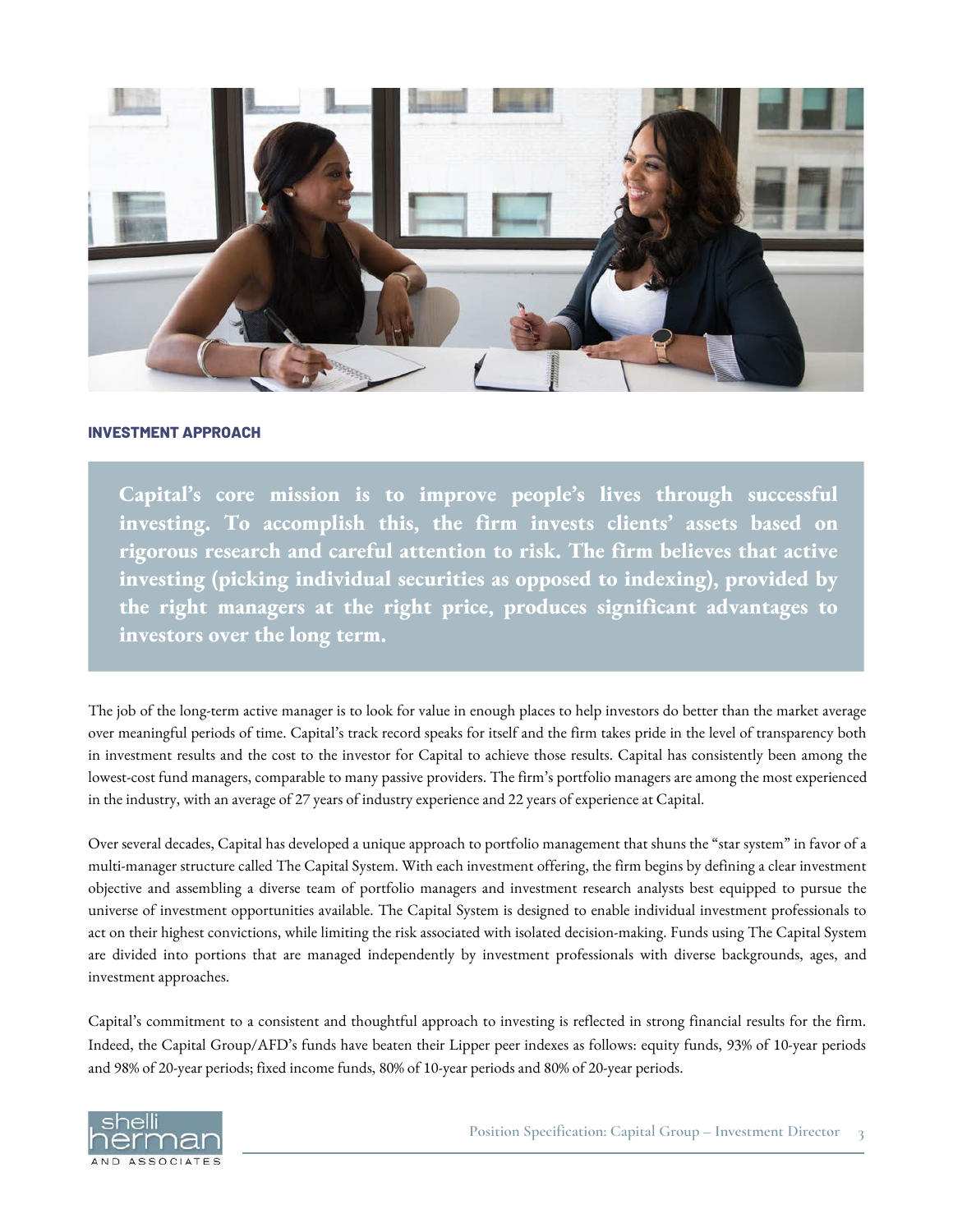## INVESTMENT APPROACH

**Capital's core mission is to improve people's lives through successful investing. To accomplish this, the firm invests clients' assets based on rigorous research and careful attention to risk. The firm believes that active investing (picking individual securities as opposed to indexing), provided by the right managers at the right price, produces significant advantages to investors over the long term.**

The job of the long-term active manager is to look for value in enough places to help investors do better than the market average over meaningful periods of time. Capital's track record speaks for itself and the firm takes pride in the level of transparency both in investment results and the cost to the investor for Capital to achieve those results. Capital has consistently been among the lowest-cost fund managers, comparable to many passive providers. The firm's portfolio managers are among the most experienced in the industry, with an average of 27 years of industry experience and 22 years of experience at Capital.

Over several decades, Capital has developed a unique approach to portfolio management that shuns the "star system" in favor of a multi-manager structure called The Capital System. With each investment offering, the firm begins by defining a clear investment objective and assembling a diverse team of portfolio managers and investment research analysts best equipped to pursue the universe of investment opportunities available. The Capital System is designed to enable individual investment professionals to act on their highest convictions, while limiting the risk associated with isolated decision-making. Funds using The Capital System are divided into portions that are managed independently by investment professionals with diverse backgrounds, ages, and investment approaches.

Capital's commitment to a consistent and thoughtful approach to investing is reflected in strong financial results for the firm. Indeed, the Capital Group/AFD's funds have beaten their Lipper peer indexes as follows: equity funds, 93% of 10-year periods and 98% of 20-year periods; fixed income funds, 80% of 10-year periods and 80% of 20-year periods.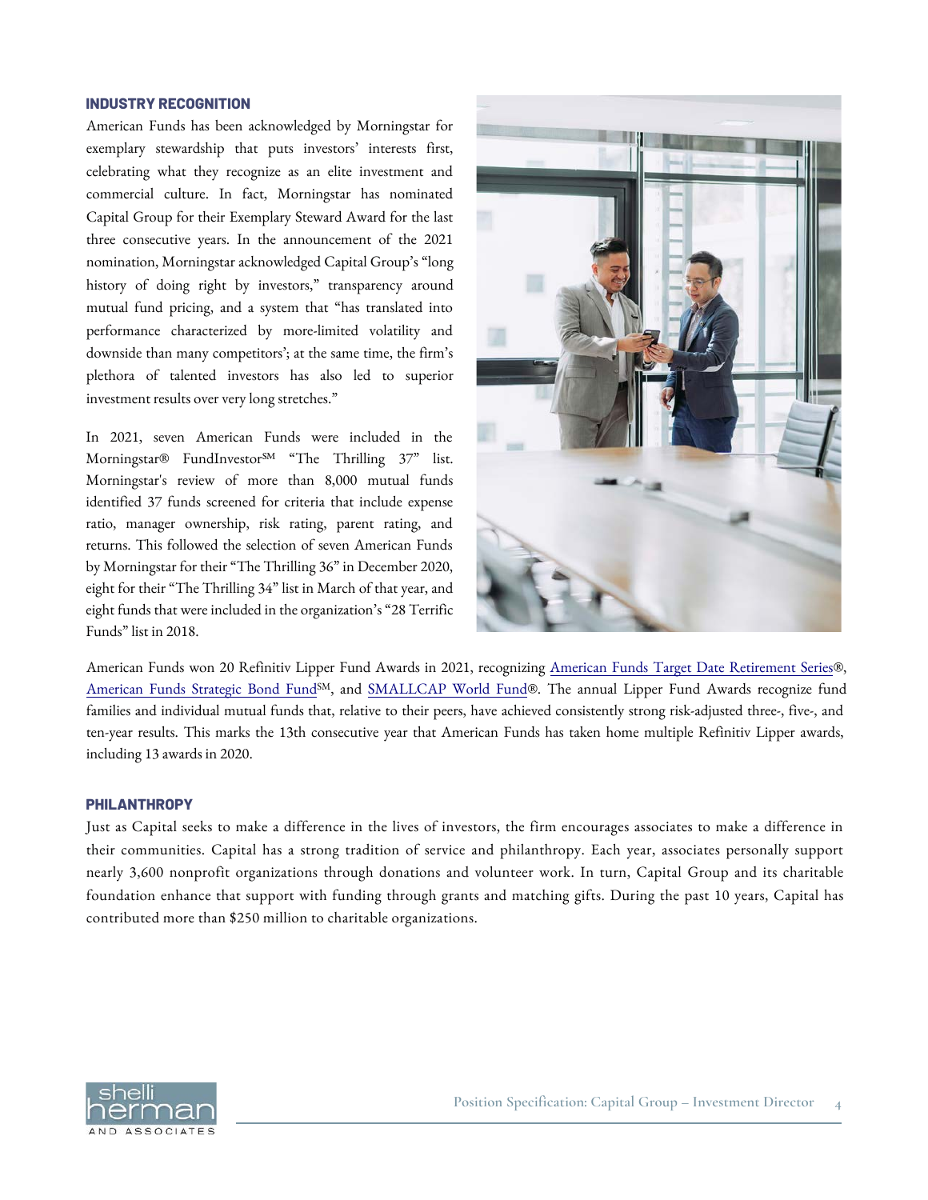## INDUSTRY RECOGNITION

American Funds has been acknowledged by Morningstar for exemplary stewardship that puts investors' interests first, celebrating what they recognize as an elite investment and commercial culture. In fact, Morningstar has nominated Capital Group for their Exemplary Steward Award for the last three consecutive years. In the announcement of the 2021 nomination, Morningstar acknowledged Capital Group's "long history of doing right by investors," transparency around mutual fund pricing, and a system that "has translated into performance characterized by more-limited volatility and downside than many competitors'; at the same time, the firm's plethora of talented investors has also led to superior investment results over very long stretches."

In 2021, seven American Funds were included in the Morningstar® FundInvestor℠ "The Thrilling 37" list. Morningstar's review of more than 8,000 mutual funds identified 37 funds screened for criteria that include expense ratio, manager ownership, risk rating, parent rating, and returns. This followed the selection of seven American Funds by Morningstar for their "The Thrilling 36" in December 2020, eight for their "The Thrilling 34" list in March of that year, and eight funds that were included in the organization's "28 Terrific Funds" list in 2018.

American Funds won 20 Refinitiv Lipper Fund Awards in 2021, recognizing American Funds Target Date Retirement Series®, American Funds Strategic Bond Fund℠, and SMALLCAP World Fund®. The annual Lipper Fund Awards recognize fund families and individual mutual funds that, relative to their peers, have achieved consistently strong risk-adjusted three-, five-, and ten-year results. This marks the 13th consecutive year that American Funds has taken home multiple Refinitiv Lipper awards, including 13 awards in 2020.

## PHILANTHROPY

Just as Capital seeks to make a difference in the lives of investors, the firm encourages associates to make a difference in their communities. Capital has a strong tradition of service and philanthropy. Each year, associates personally support nearly 3,600 nonprofit organizations through donations and volunteer work. In turn, Capital Group and its charitable foundation enhance that support with funding through grants and matching gifts. During the past 10 years, Capital has contributed more than $250 million to charitable organizations.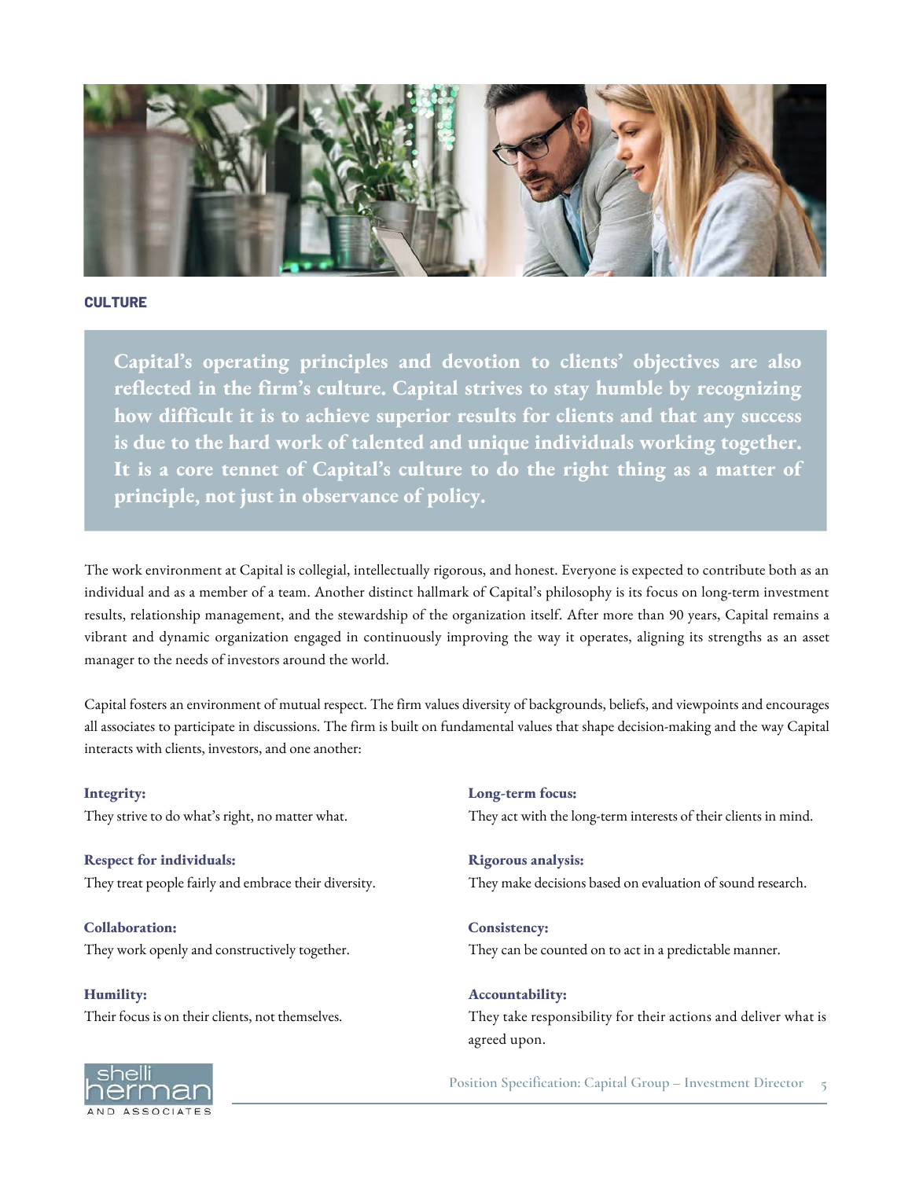## CULTURE

**Capital's operating principles and devotion to clients' objectives are also reflected in the firm's culture. Capital strives to stay humble by recognizing how difficult it is to achieve superior results for clients and that any success is due to the hard work of talented and unique individuals working together. It is a core tennet of Capital's culture to do the right thing as a matter of principle, not just in observance of policy.**

The work environment at Capital is collegial, intellectually rigorous, and honest. Everyone is expected to contribute both as an individual and as a member of a team. Another distinct hallmark of Capital's philosophy is its focus on long-term investment results, relationship management, and the stewardship of the organization itself. After more than 90 years, Capital remains a vibrant and dynamic organization engaged in continuously improving the way it operates, aligning its strengths as an asset manager to the needs of investors around the world.

Capital fosters an environment of mutual respect. The firm values diversity of backgrounds, beliefs, and viewpoints and encourages all associates to participate in discussions. The firm is built on fundamental values that shape decision-making and the way Capital interacts with clients, investors, and one another:

**Integrity:**
They strive to do what's right, no matter what.

**Respect for individuals:**
They treat people fairly and embrace their diversity.

**Collaboration:**
They work openly and constructively together.

**Humility:**
Their focus is on their clients, not themselves.

**Long-term focus:**
They act with the long-term interests of their clients in mind.

**Rigorous analysis:**
They make decisions based on evaluation of sound research.

**Consistency:**
They can be counted on to act in a predictable manner.

**Accountability:**
They take responsibility for their actions and deliver what is agreed upon.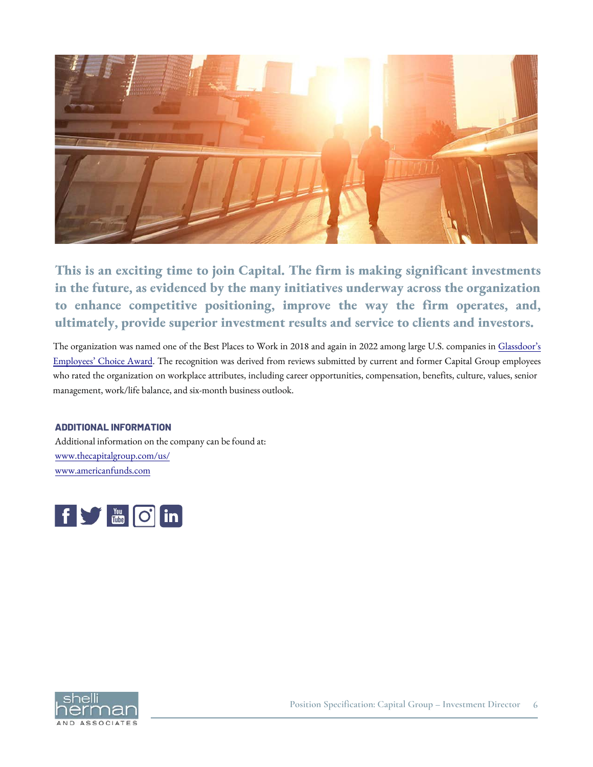**This is an exciting time to join Capital. The firm is making significant investments in the future, as evidenced by the many initiatives underway across the organization to enhance competitive positioning, improve the way the firm operates, and, ultimately, provide superior investment results and service to clients and investors.**

The organization was named one of the Best Places to Work in 2018 and again in 2022 among large U.S. companies in Glassdoor's Employees' Choice Award. The recognition was derived from reviews submitted by current and former Capital Group employees who rated the organization on workplace attributes, including career opportunities, compensation, benefits, culture, values, senior management, work/life balance, and six-month business outlook.

### ADDITIONAL INFORMATION

Additional information on the company can be found at:
www.thecapitalgroup.com/us/
www.americanfunds.com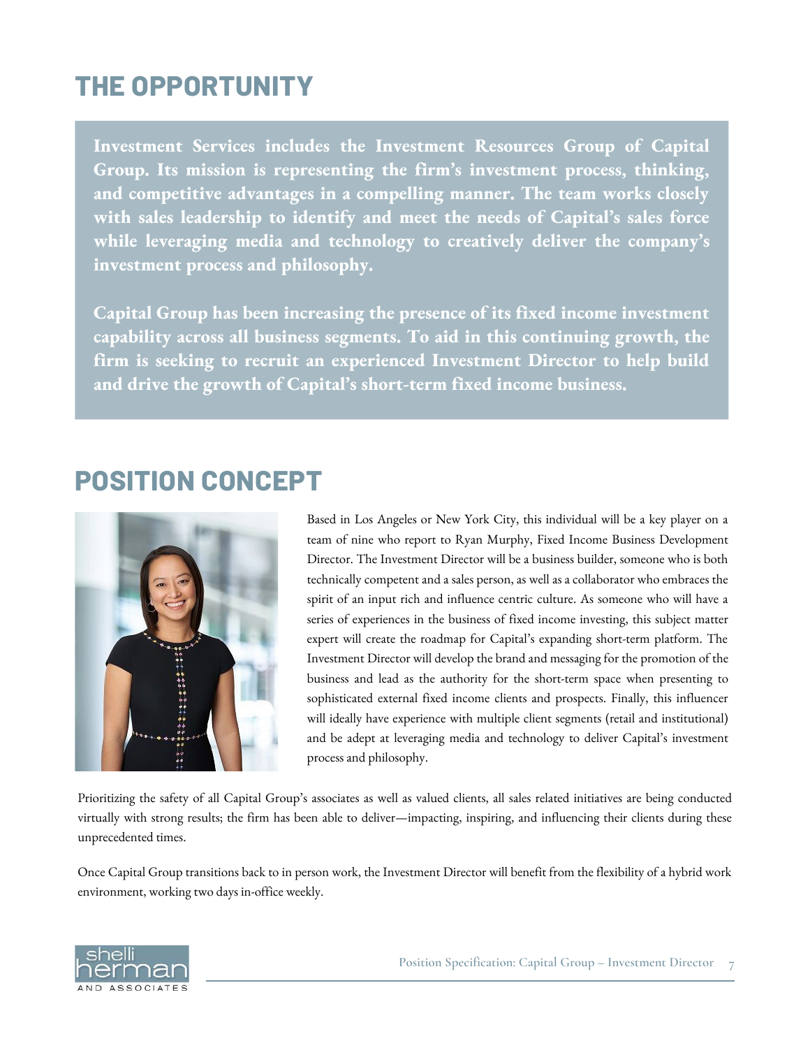## THE OPPORTUNITY

**Investment Services includes the Investment Resources Group of Capital Group. Its mission is representing the firm's investment process, thinking, and competitive advantages in a compelling manner. The team works closely with sales leadership to identify and meet the needs of Capital's sales force while leveraging media and technology to creatively deliver the company's investment process and philosophy.**

**Capital Group has been increasing the presence of its fixed income investment capability across all business segments. To aid in this continuing growth, the firm is seeking to recruit an experienced Investment Director to help build and drive the growth of Capital's short-term fixed income business.**

## POSITION CONCEPT

Based in Los Angeles or New York City, this individual will be a key player on a team of nine who report to Ryan Murphy, Fixed Income Business Development Director. The Investment Director will be a business builder, someone who is both technically competent and a sales person, as well as a collaborator who embraces the spirit of an input rich and influence centric culture. As someone who will have a series of experiences in the business of fixed income investing, this subject matter expert will create the roadmap for Capital's expanding short-term platform. The Investment Director will develop the brand and messaging for the promotion of the business and lead as the authority for the short-term space when presenting to sophisticated external fixed income clients and prospects. Finally, this influencer will ideally have experience with multiple client segments (retail and institutional) and be adept at leveraging media and technology to deliver Capital's investment process and philosophy.

Prioritizing the safety of all Capital Group's associates as well as valued clients, all sales related initiatives are being conducted virtually with strong results; the firm has been able to deliver—impacting, inspiring, and influencing their clients during these unprecedented times.

Once Capital Group transitions back to in person work, the Investment Director will benefit from the flexibility of a hybrid work environment, working two days in-office weekly.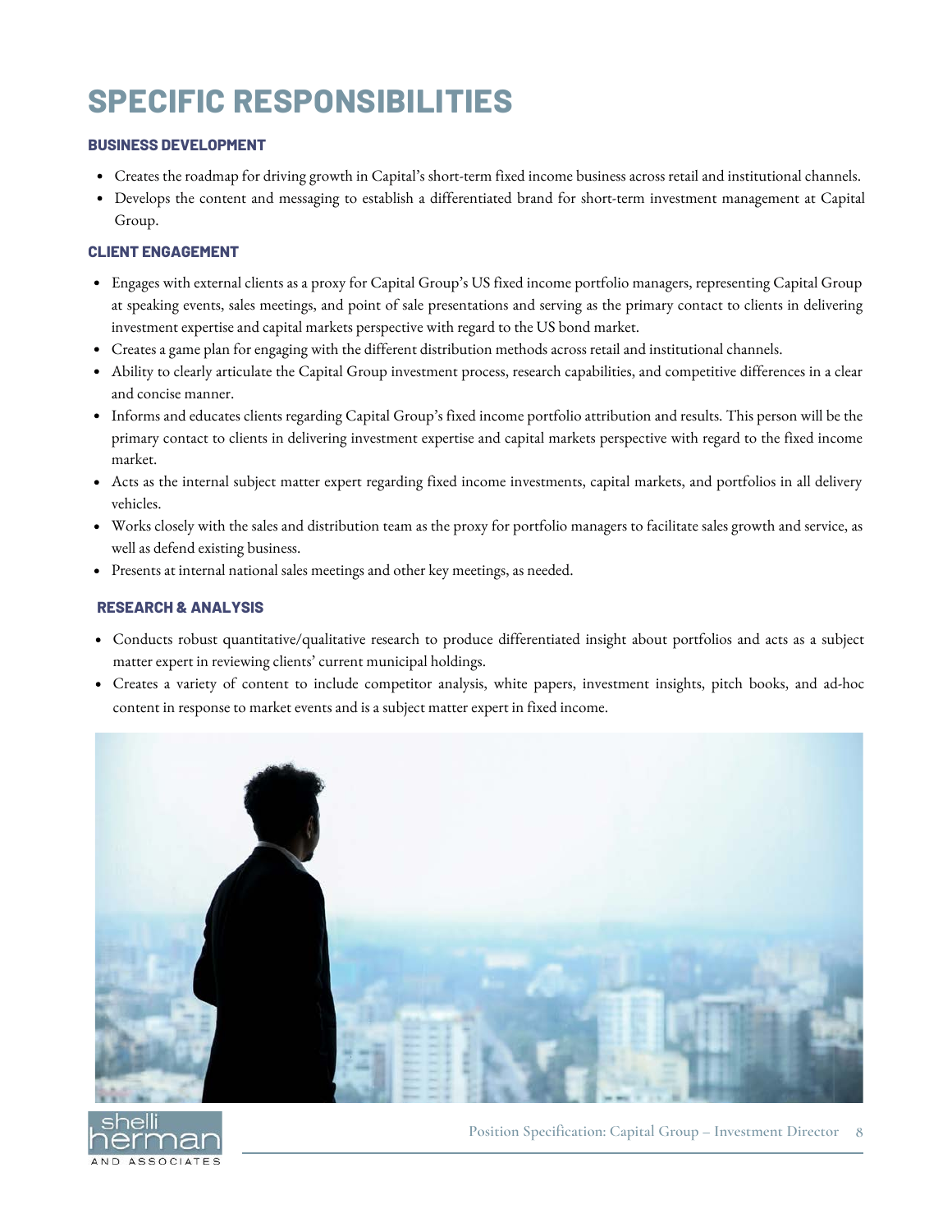# SPECIFIC RESPONSIBILITIES

### BUSINESS DEVELOPMENT

- Creates the roadmap for driving growth in Capital's short-term fixed income business across retail and institutional channels.
- Develops the content and messaging to establish a differentiated brand for short-term investment management at Capital Group.

### CLIENT ENGAGEMENT

- Engages with external clients as a proxy for Capital Group's US fixed income portfolio managers, representing Capital Group at speaking events, sales meetings, and point of sale presentations and serving as the primary contact to clients in delivering investment expertise and capital markets perspective with regard to the US bond market.
- Creates a game plan for engaging with the different distribution methods across retail and institutional channels.
- Ability to clearly articulate the Capital Group investment process, research capabilities, and competitive differences in a clear and concise manner.
- Informs and educates clients regarding Capital Group's fixed income portfolio attribution and results. This person will be the primary contact to clients in delivering investment expertise and capital markets perspective with regard to the fixed income market.
- Acts as the internal subject matter expert regarding fixed income investments, capital markets, and portfolios in all delivery vehicles.
- Works closely with the sales and distribution team as the proxy for portfolio managers to facilitate sales growth and service, as well as defend existing business.
- Presents at internal national sales meetings and other key meetings, as needed.

### RESEARCH & ANALYSIS

- Conducts robust quantitative/qualitative research to produce differentiated insight about portfolios and acts as a subject matter expert in reviewing clients' current municipal holdings.
- Creates a variety of content to include competitor analysis, white papers, investment insights, pitch books, and ad-hoc content in response to market events and is a subject matter expert in fixed income.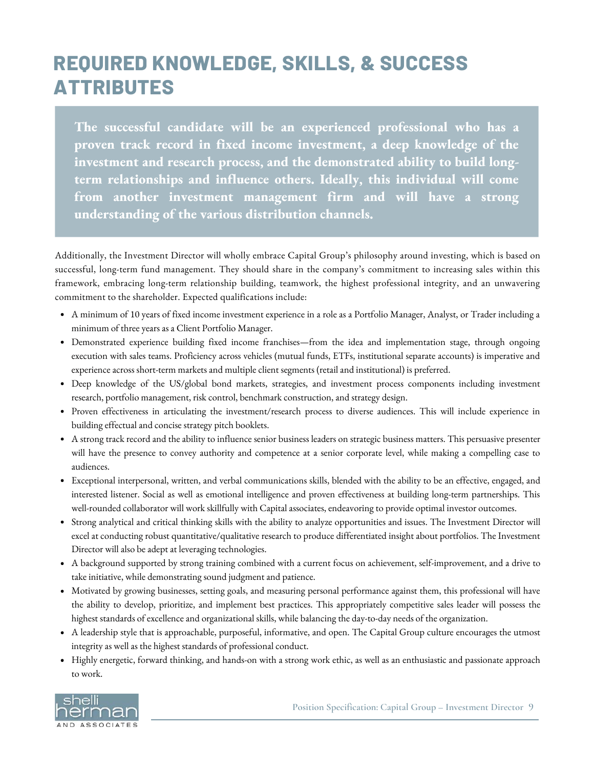# REQUIRED KNOWLEDGE, SKILLS, & SUCCESS ATTRIBUTES

**The successful candidate will be an experienced professional who has a proven track record in fixed income investment, a deep knowledge of the investment and research process, and the demonstrated ability to build long-term relationships and influence others. Ideally, this individual will come from another investment management firm and will have a strong understanding of the various distribution channels.**

Additionally, the Investment Director will wholly embrace Capital Group's philosophy around investing, which is based on successful, long-term fund management. They should share in the company's commitment to increasing sales within this framework, embracing long-term relationship building, teamwork, the highest professional integrity, and an unwavering commitment to the shareholder. Expected qualifications include:

- A minimum of 10 years of fixed income investment experience in a role as a Portfolio Manager, Analyst, or Trader including a minimum of three years as a Client Portfolio Manager.
- Demonstrated experience building fixed income franchises—from the idea and implementation stage, through ongoing execution with sales teams. Proficiency across vehicles (mutual funds, ETFs, institutional separate accounts) is imperative and experience across short-term markets and multiple client segments (retail and institutional) is preferred.
- Deep knowledge of the US/global bond markets, strategies, and investment process components including investment research, portfolio management, risk control, benchmark construction, and strategy design.
- Proven effectiveness in articulating the investment/research process to diverse audiences. This will include experience in building effectual and concise strategy pitch booklets.
- A strong track record and the ability to influence senior business leaders on strategic business matters. This persuasive presenter will have the presence to convey authority and competence at a senior corporate level, while making a compelling case to audiences.
- Exceptional interpersonal, written, and verbal communications skills, blended with the ability to be an effective, engaged, and interested listener. Social as well as emotional intelligence and proven effectiveness at building long-term partnerships. This well-rounded collaborator will work skillfully with Capital associates, endeavoring to provide optimal investor outcomes.
- Strong analytical and critical thinking skills with the ability to analyze opportunities and issues. The Investment Director will excel at conducting robust quantitative/qualitative research to produce differentiated insight about portfolios. The Investment Director will also be adept at leveraging technologies.
- A background supported by strong training combined with a current focus on achievement, self-improvement, and a drive to take initiative, while demonstrating sound judgment and patience.
- Motivated by growing businesses, setting goals, and measuring personal performance against them, this professional will have the ability to develop, prioritize, and implement best practices. This appropriately competitive sales leader will possess the highest standards of excellence and organizational skills, while balancing the day-to-day needs of the organization.
- A leadership style that is approachable, purposeful, informative, and open. The Capital Group culture encourages the utmost integrity as well as the highest standards of professional conduct.
- Highly energetic, forward thinking, and hands-on with a strong work ethic, as well as an enthusiastic and passionate approach to work.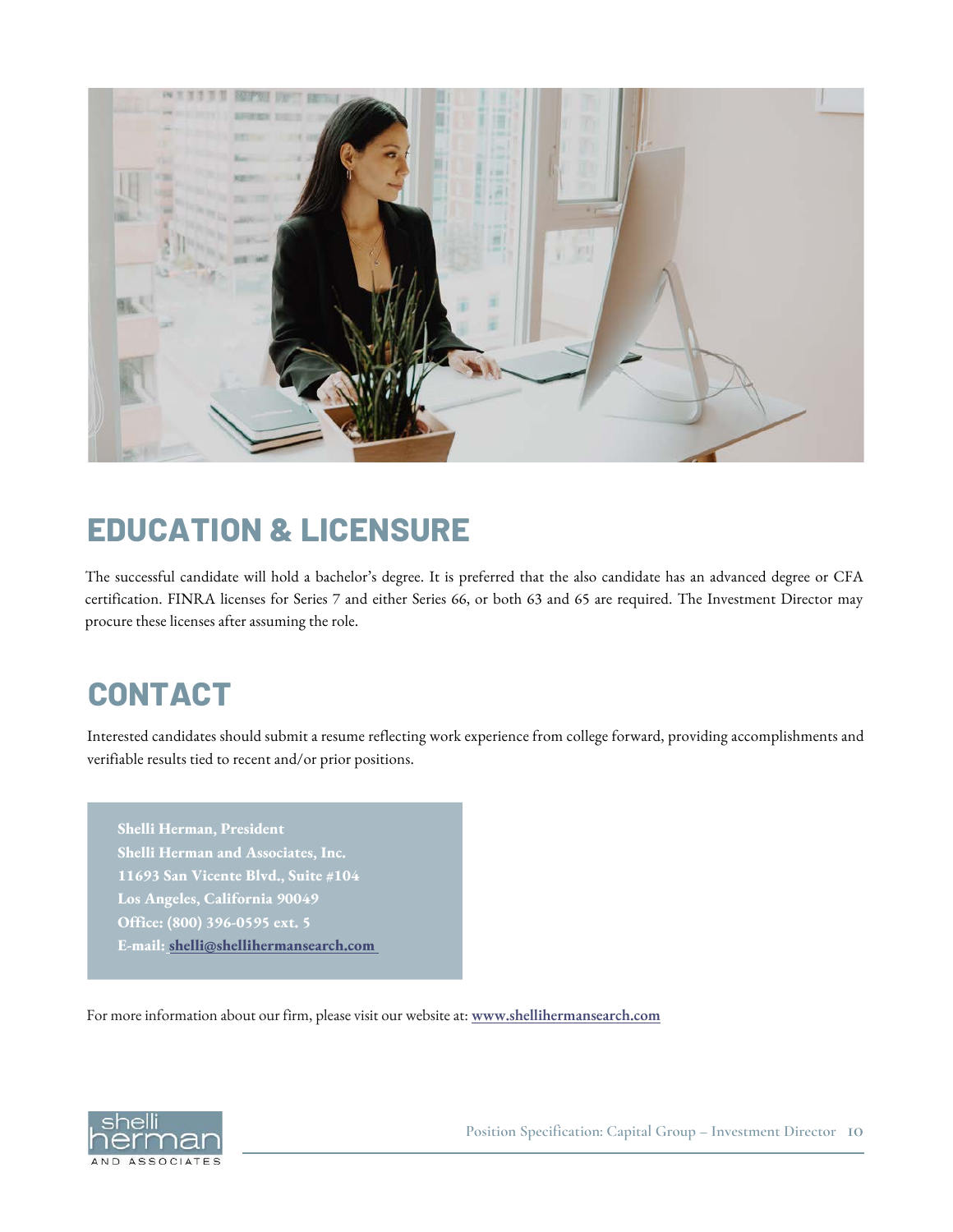## EDUCATION & LICENSURE

The successful candidate will hold a bachelor's degree. It is preferred that the also candidate has an advanced degree or CFA certification. FINRA licenses for Series 7 and either Series 66, or both 63 and 65 are required. The Investment Director may procure these licenses after assuming the role.

## CONTACT

Interested candidates should submit a resume reflecting work experience from college forward, providing accomplishments and verifiable results tied to recent and/or prior positions.

**Shelli Herman, President**
**Shelli Herman and Associates, Inc.**
**11693 San Vicente Blvd., Suite #104**
**Los Angeles, California 90049**
**Office: (800) 396-0595 ext. 5**
**E-mail: shelli@shellihermansearch.com**

For more information about our firm, please visit our website at: **www.shellihermansearch.com**